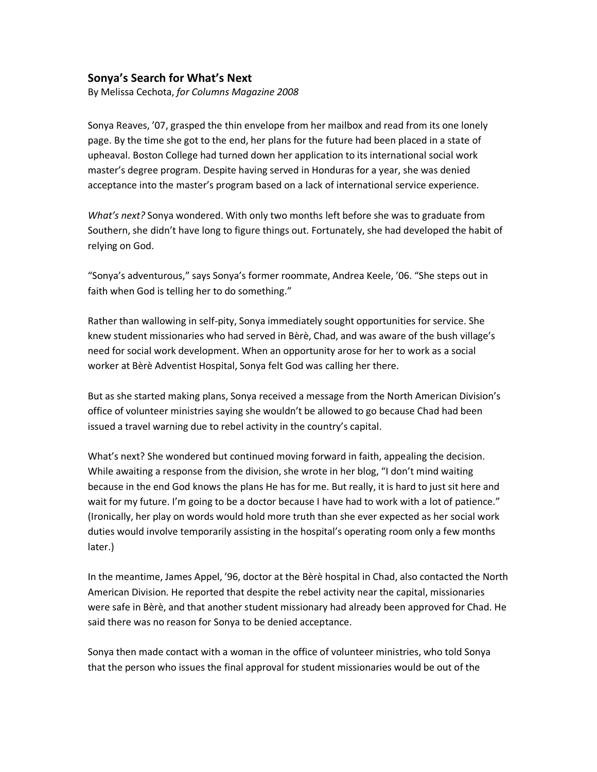# Sonya's Search for What's Next

By Melissa Cechota, *for Columns Magazine 2008*

Sonya Reaves, '07, grasped the thin envelope from her mailbox and read from its one lonely page. By the time she got to the end, her plans for the future had been placed in a state of upheaval. Boston College had turned down her application to its international social work master's degree program. Despite having served in Honduras for a year, she was denied acceptance into the master's program based on a lack of international service experience.

*What's next?* Sonya wondered. With only two months left before she was to graduate from Southern, she didn't have long to figure things out. Fortunately, she had developed the habit of relying on God.

"Sonya's adventurous," says Sonya's former roommate, Andrea Keele, '06. "She steps out in faith when God is telling her to do something."

Rather than wallowing in self-pity, Sonya immediately sought opportunities for service. She knew student missionaries who had served in Bèrè, Chad, and was aware of the bush village's need for social work development. When an opportunity arose for her to work as a social worker at Bèrè Adventist Hospital, Sonya felt God was calling her there.

But as she started making plans, Sonya received a message from the North American Division's office of volunteer ministries saying she wouldn't be allowed to go because Chad had been issued a travel warning due to rebel activity in the country's capital.

What's next? She wondered but continued moving forward in faith, appealing the decision. While awaiting a response from the division, she wrote in her blog, "I don't mind waiting because in the end God knows the plans He has for me. But really, it is hard to just sit here and wait for my future. I'm going to be a doctor because I have had to work with a lot of patience." (Ironically, her play on words would hold more truth than she ever expected as her social work duties would involve temporarily assisting in the hospital's operating room only a few months later.)

In the meantime, James Appel, '96, doctor at the Bèrè hospital in Chad, also contacted the North American Division. He reported that despite the rebel activity near the capital, missionaries were safe in Bèrè, and that another student missionary had already been approved for Chad. He said there was no reason for Sonya to be denied acceptance.

Sonya then made contact with a woman in the office of volunteer ministries, who told Sonya that the person who issues the final approval for student missionaries would be out of the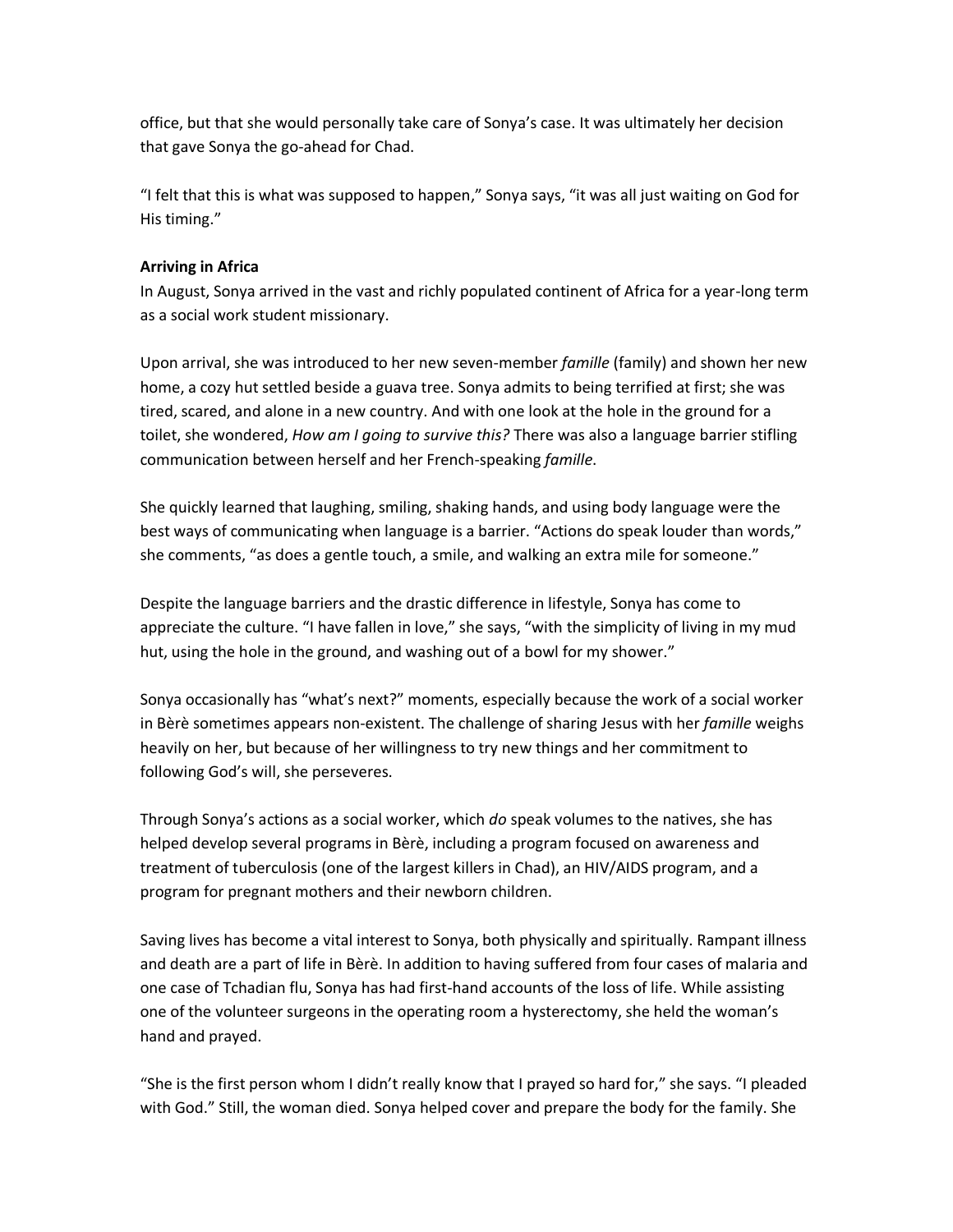office, but that she would personally take care of Sonya's case. It was ultimately her decision that gave Sonya the go-ahead for Chad.

"I felt that this is what was supposed to happen," Sonya says, "it was all just waiting on God for His timing."

**Arriving in Africa**

In August, Sonya arrived in the vast and richly populated continent of Africa for a year-long term as a social work student missionary.

Upon arrival, she was introduced to her new seven-member *famille* (family) and shown her new home, a cozy hut settled beside a guava tree. Sonya admits to being terrified at first; she was tired, scared, and alone in a new country. And with one look at the hole in the ground for a toilet, she wondered, *How am I going to survive this?* There was also a language barrier stifling communication between herself and her French-speaking *famille*.

She quickly learned that laughing, smiling, shaking hands, and using body language were the best ways of communicating when language is a barrier. "Actions do speak louder than words," she comments, "as does a gentle touch, a smile, and walking an extra mile for someone."

Despite the language barriers and the drastic difference in lifestyle, Sonya has come to appreciate the culture. "I have fallen in love," she says, "with the simplicity of living in my mud hut, using the hole in the ground, and washing out of a bowl for my shower."

Sonya occasionally has "what's next?" moments, especially because the work of a social worker in Bèrè sometimes appears non-existent. The challenge of sharing Jesus with her *famille* weighs heavily on her, but because of her willingness to try new things and her commitment to following God's will, she perseveres.

Through Sonya's actions as a social worker, which *do* speak volumes to the natives, she has helped develop several programs in Bèrè, including a program focused on awareness and treatment of tuberculosis (one of the largest killers in Chad), an HIV/AIDS program, and a program for pregnant mothers and their newborn children.

Saving lives has become a vital interest to Sonya, both physically and spiritually. Rampant illness and death are a part of life in Bèrè. In addition to having suffered from four cases of malaria and one case of Tchadian flu, Sonya has had first-hand accounts of the loss of life. While assisting one of the volunteer surgeons in the operating room a hysterectomy, she held the woman's hand and prayed.

"She is the first person whom I didn't really know that I prayed so hard for," she says. "I pleaded with God." Still, the woman died. Sonya helped cover and prepare the body for the family. She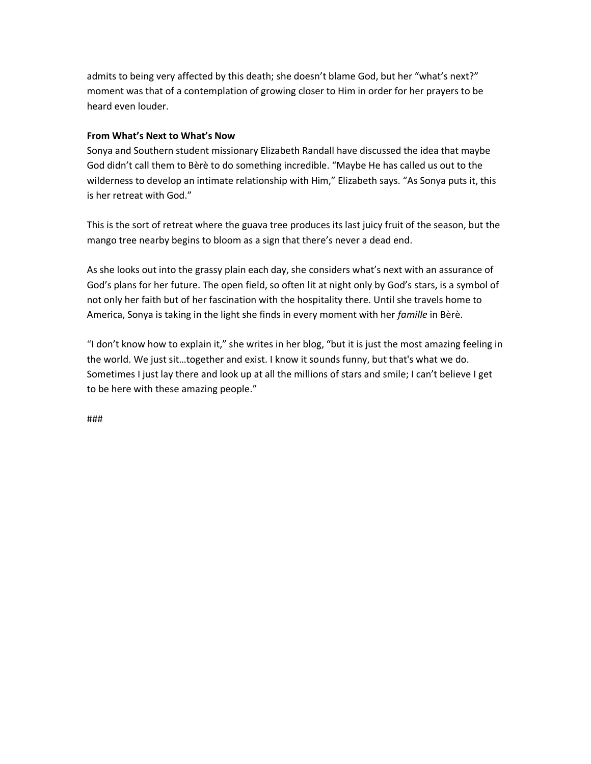admits to being very affected by this death; she doesn't blame God, but her "what's next?" moment was that of a contemplation of growing closer to Him in order for her prayers to be heard even louder.

**From What's Next to What's Now**

Sonya and Southern student missionary Elizabeth Randall have discussed the idea that maybe God didn't call them to Bèrè to do something incredible. "Maybe He has called us out to the wilderness to develop an intimate relationship with Him," Elizabeth says. "As Sonya puts it, this is her retreat with God."

This is the sort of retreat where the guava tree produces its last juicy fruit of the season, but the mango tree nearby begins to bloom as a sign that there's never a dead end.

As she looks out into the grassy plain each day, she considers what's next with an assurance of God's plans for her future. The open field, so often lit at night only by God's stars, is a symbol of not only her faith but of her fascination with the hospitality there. Until she travels home to America, Sonya is taking in the light she finds in every moment with her *famille* in Bèrè.

"I don't know how to explain it," she writes in her blog, "but it is just the most amazing feeling in the world. We just sit…together and exist. I know it sounds funny, but that's what we do. Sometimes I just lay there and look up at all the millions of stars and smile; I can't believe I get to be here with these amazing people."

###